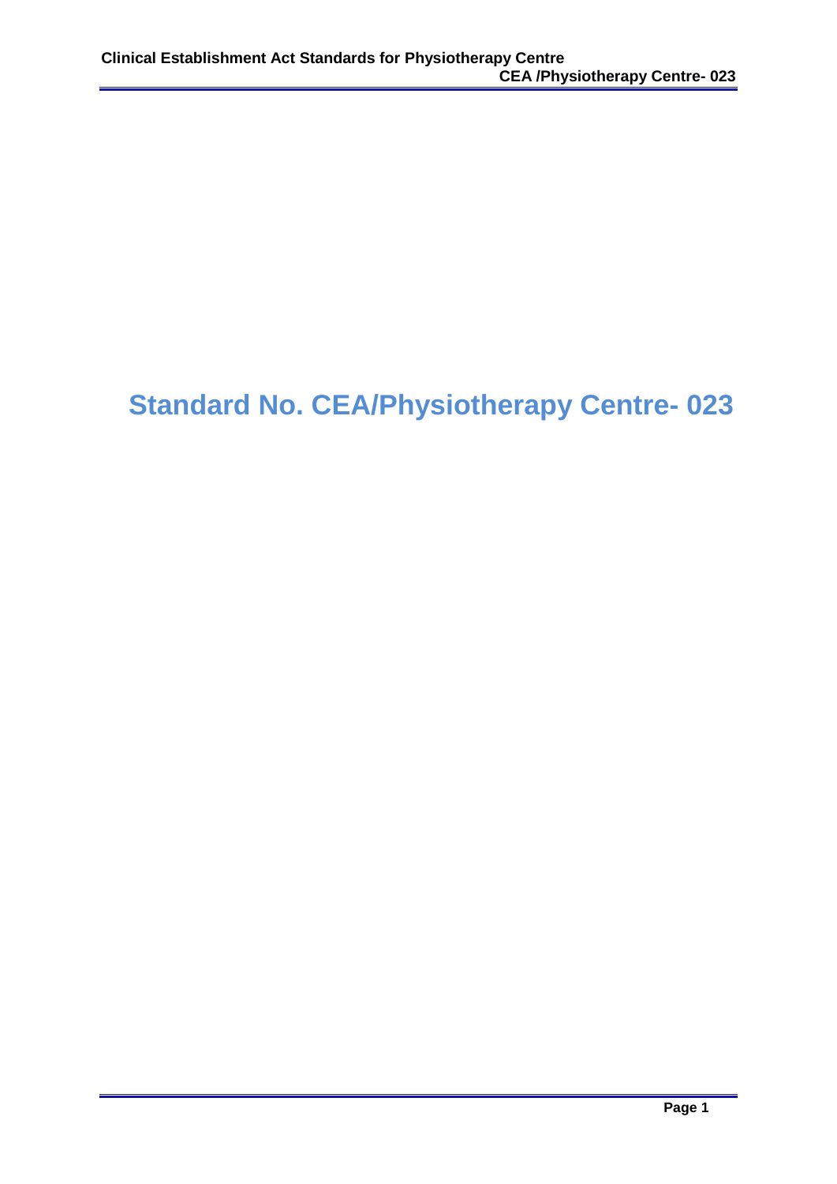# Standard No. CEA/Physiotherapy Centre- 023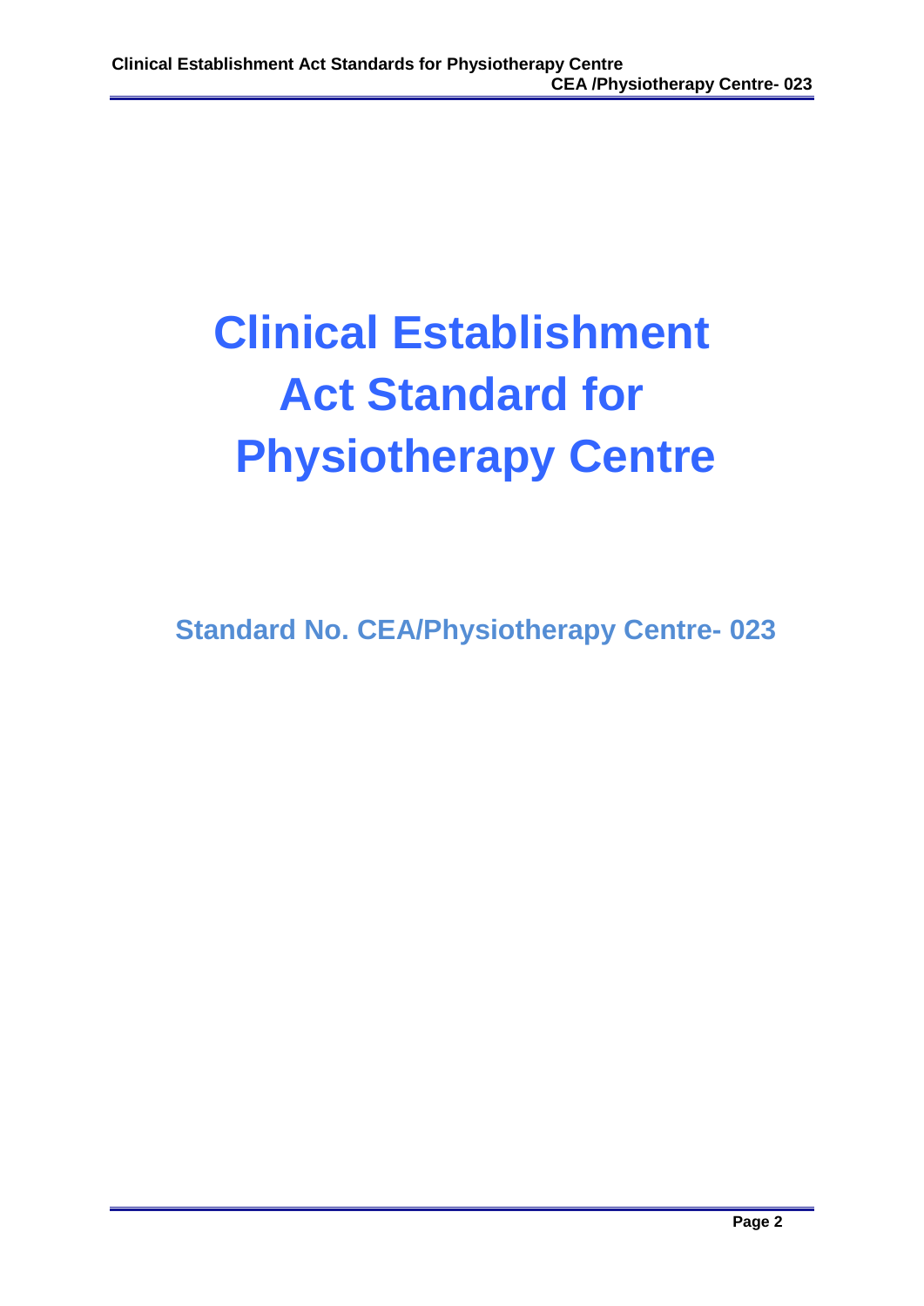# Clinical Establishment Act Standard for Physiotherapy Centre

## Standard No. CEA/Physiotherapy Centre- 023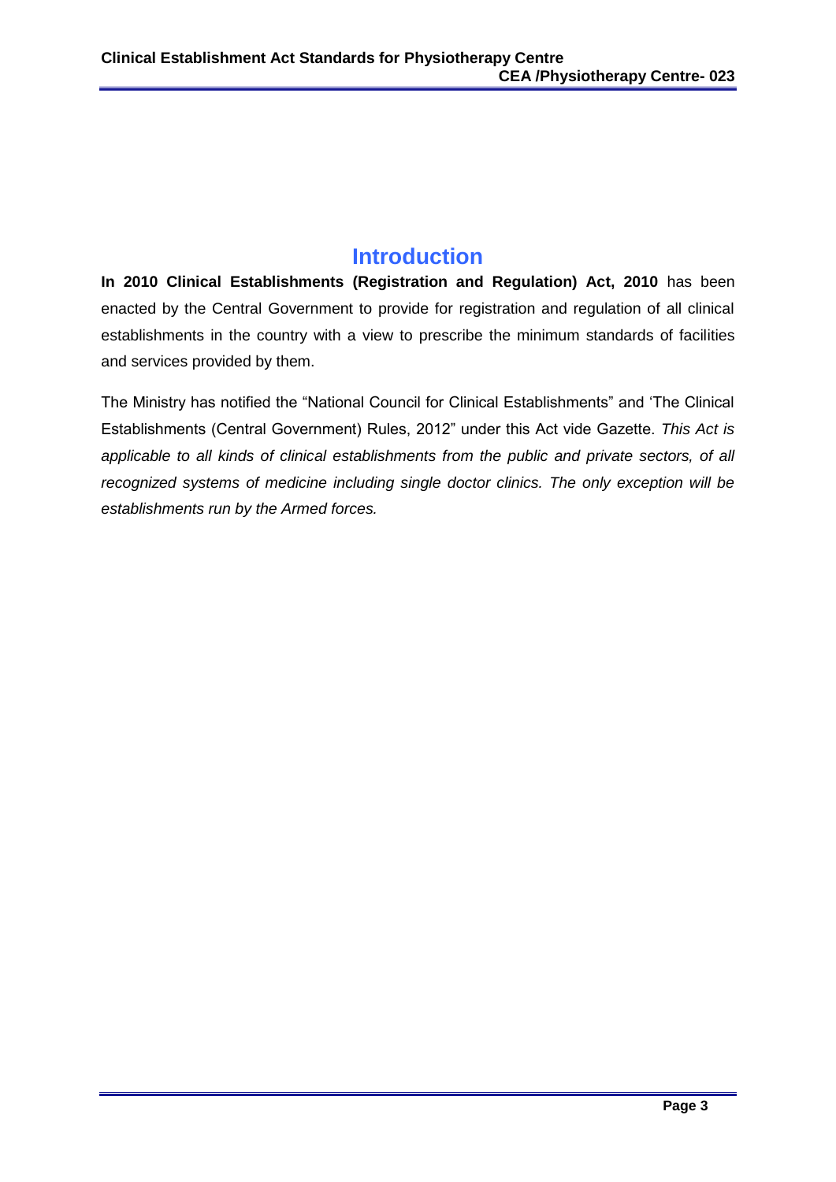# Introduction

**In 2010 Clinical Establishments (Registration and Regulation) Act, 2010** has been enacted by the Central Government to provide for registration and regulation of all clinical establishments in the country with a view to prescribe the minimum standards of facilities and services provided by them.

The Ministry has notified the "National Council for Clinical Establishments" and 'The Clinical Establishments (Central Government) Rules, 2012" under this Act vide Gazette. *This Act is applicable to all kinds of clinical establishments from the public and private sectors, of all recognized systems of medicine including single doctor clinics. The only exception will be establishments run by the Armed forces.*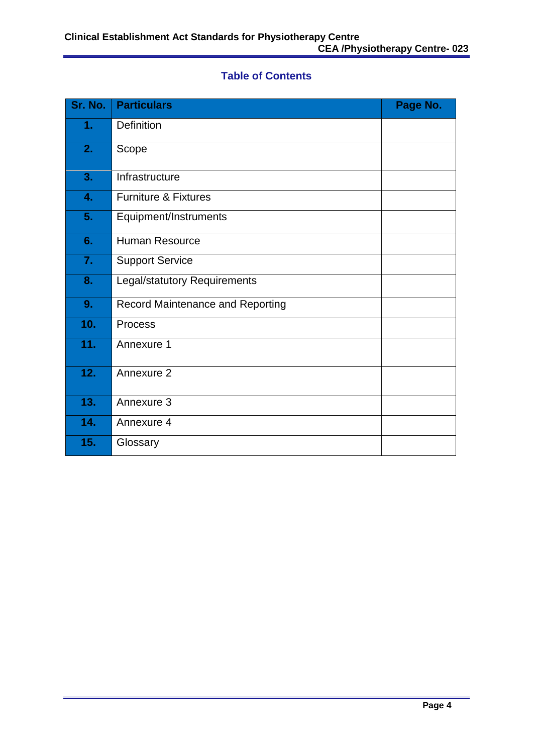## Table of Contents

| Sr. No. | Particulars | Page No. |
|---|---|---|
| 1. | Definition | |
| 2. | Scope | |
| 3. | Infrastructure | |
| 4. | Furniture & Fixtures | |
| 5. | Equipment/Instruments | |
| 6. | Human Resource | |
| 7. | Support Service | |
| 8. | Legal/statutory Requirements | |
| 9. | Record Maintenance and Reporting | |
| 10. | Process | |
| 11. | Annexure 1 | |
| 12. | Annexure 2 | |
| 13. | Annexure 3 | |
| 14. | Annexure 4 | |
| 15. | Glossary | |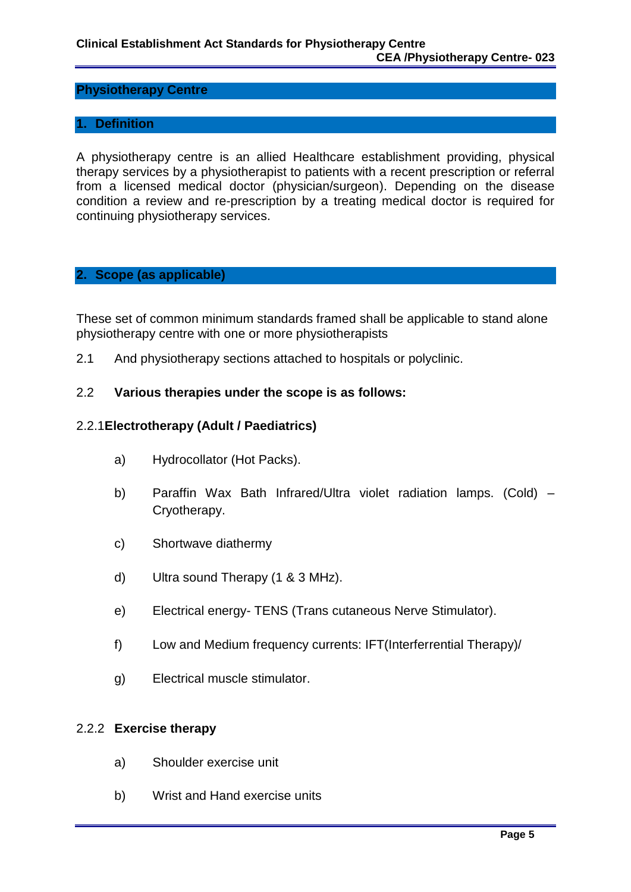## Physiotherapy Centre

## 1. Definition

A physiotherapy centre is an allied Healthcare establishment providing, physical therapy services by a physiotherapist to patients with a recent prescription or referral from a licensed medical doctor (physician/surgeon). Depending on the disease condition a review and re-prescription by a treating medical doctor is required for continuing physiotherapy services.

## 2. Scope (as applicable)

These set of common minimum standards framed shall be applicable to stand alone physiotherapy centre with one or more physiotherapists

2.1 And physiotherapy sections attached to hospitals or polyclinic.

2.2 **Various therapies under the scope is as follows:**

2.2.1 **Electrotherapy (Adult / Paediatrics)**

a) Hydrocollator (Hot Packs).

b) Paraffin Wax Bath Infrared/Ultra violet radiation lamps. (Cold) – Cryotherapy.

c) Shortwave diathermy

d) Ultra sound Therapy (1 & 3 MHz).

e) Electrical energy- TENS (Trans cutaneous Nerve Stimulator).

f) Low and Medium frequency currents: IFT(Interferrential Therapy)/

g) Electrical muscle stimulator.

2.2.2 **Exercise therapy**

a) Shoulder exercise unit

b) Wrist and Hand exercise units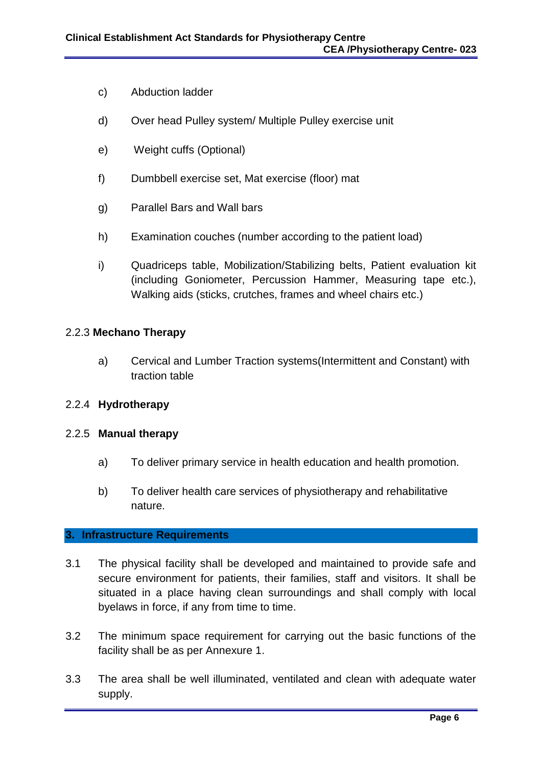c) Abduction ladder

d) Over head Pulley system/ Multiple Pulley exercise unit

e) Weight cuffs (Optional)

f) Dumbbell exercise set, Mat exercise (floor) mat

g) Parallel Bars and Wall bars

h) Examination couches (number according to the patient load)

i) Quadriceps table, Mobilization/Stabilizing belts, Patient evaluation kit (including Goniometer, Percussion Hammer, Measuring tape etc.), Walking aids (sticks, crutches, frames and wheel chairs etc.)

2.2.3 **Mechano Therapy**

a) Cervical and Lumber Traction systems(Intermittent and Constant) with traction table

2.2.4 **Hydrotherapy**

2.2.5 **Manual therapy**

a) To deliver primary service in health education and health promotion.

b) To deliver health care services of physiotherapy and rehabilitative nature.

## 3. Infrastructure Requirements

3.1 The physical facility shall be developed and maintained to provide safe and secure environment for patients, their families, staff and visitors. It shall be situated in a place having clean surroundings and shall comply with local byelaws in force, if any from time to time.

3.2 The minimum space requirement for carrying out the basic functions of the facility shall be as per Annexure 1.

3.3 The area shall be well illuminated, ventilated and clean with adequate water supply.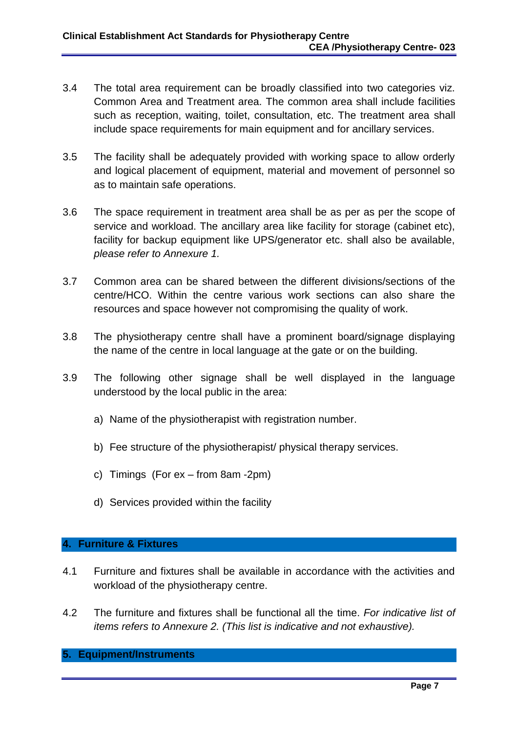3.4 The total area requirement can be broadly classified into two categories viz. Common Area and Treatment area. The common area shall include facilities such as reception, waiting, toilet, consultation, etc. The treatment area shall include space requirements for main equipment and for ancillary services.

3.5 The facility shall be adequately provided with working space to allow orderly and logical placement of equipment, material and movement of personnel so as to maintain safe operations.

3.6 The space requirement in treatment area shall be as per as per the scope of service and workload. The ancillary area like facility for storage (cabinet etc), facility for backup equipment like UPS/generator etc. shall also be available, *please refer to Annexure 1.*

3.7 Common area can be shared between the different divisions/sections of the centre/HCO. Within the centre various work sections can also share the resources and space however not compromising the quality of work.

3.8 The physiotherapy centre shall have a prominent board/signage displaying the name of the centre in local language at the gate or on the building.

3.9 The following other signage shall be well displayed in the language understood by the local public in the area:

a) Name of the physiotherapist with registration number.

b) Fee structure of the physiotherapist/ physical therapy services.

c) Timings (For ex – from 8am -2pm)

d) Services provided within the facility

## 4. Furniture & Fixtures

4.1 Furniture and fixtures shall be available in accordance with the activities and workload of the physiotherapy centre.

4.2 The furniture and fixtures shall be functional all the time. *For indicative list of items refers to Annexure 2. (This list is indicative and not exhaustive).*

## 5. Equipment/Instruments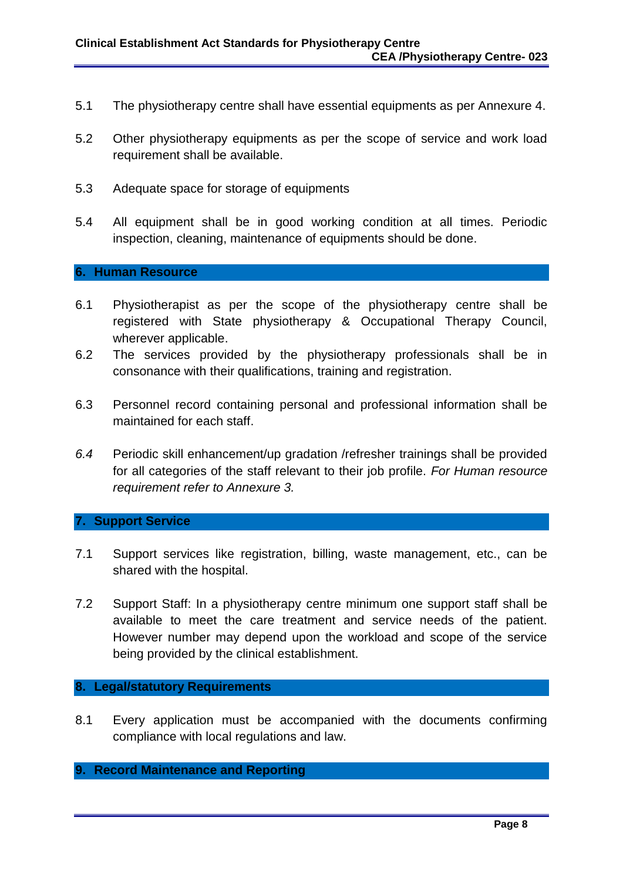5.1 The physiotherapy centre shall have essential equipments as per Annexure 4.

5.2 Other physiotherapy equipments as per the scope of service and work load requirement shall be available.

5.3 Adequate space for storage of equipments

5.4 All equipment shall be in good working condition at all times. Periodic inspection, cleaning, maintenance of equipments should be done.

## 6. Human Resource

6.1 Physiotherapist as per the scope of the physiotherapy centre shall be registered with State physiotherapy & Occupational Therapy Council, wherever applicable.

6.2 The services provided by the physiotherapy professionals shall be in consonance with their qualifications, training and registration.

6.3 Personnel record containing personal and professional information shall be maintained for each staff.

*6.4* Periodic skill enhancement/up gradation /refresher trainings shall be provided for all categories of the staff relevant to their job profile. *For Human resource requirement refer to Annexure 3.*

## 7. Support Service

7.1 Support services like registration, billing, waste management, etc., can be shared with the hospital.

7.2 Support Staff: In a physiotherapy centre minimum one support staff shall be available to meet the care treatment and service needs of the patient. However number may depend upon the workload and scope of the service being provided by the clinical establishment.

## 8. Legal/statutory Requirements

8.1 Every application must be accompanied with the documents confirming compliance with local regulations and law.

## 9. Record Maintenance and Reporting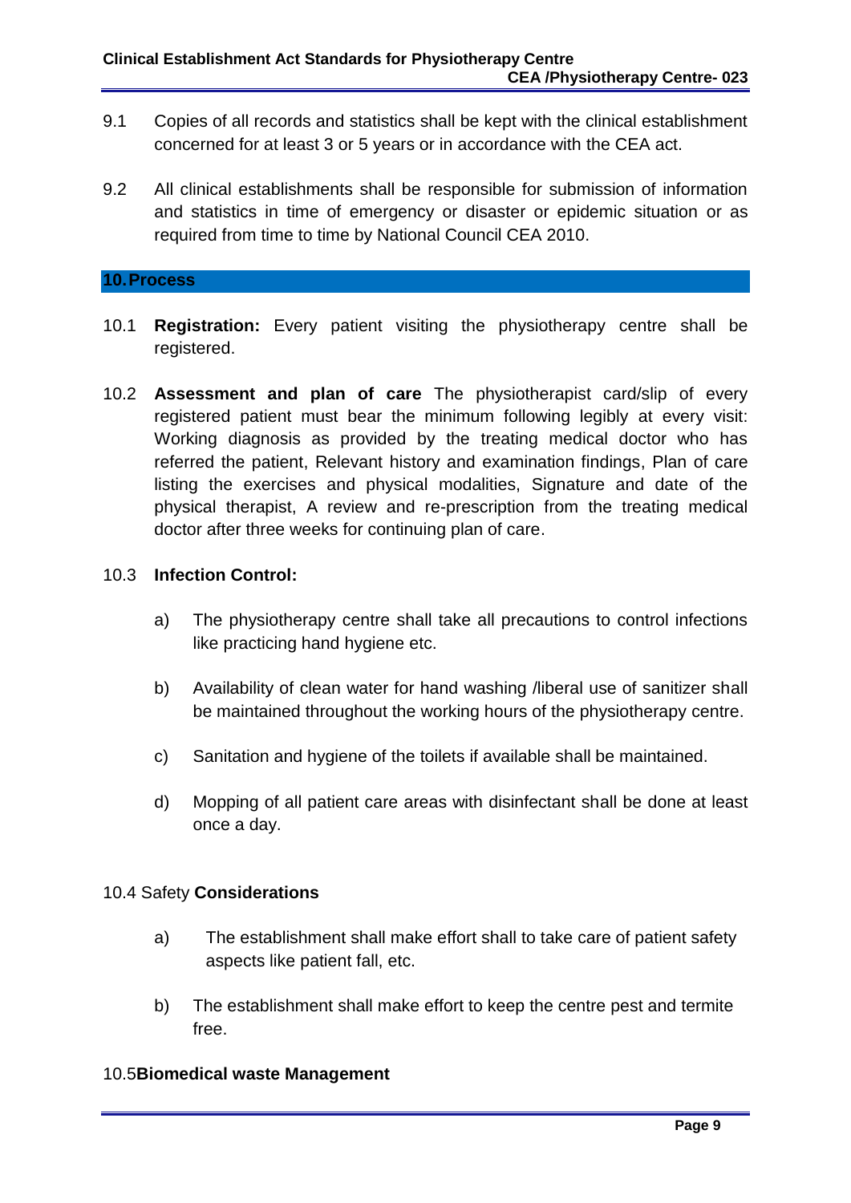9.1 Copies of all records and statistics shall be kept with the clinical establishment concerned for at least 3 or 5 years or in accordance with the CEA act.

9.2 All clinical establishments shall be responsible for submission of information and statistics in time of emergency or disaster or epidemic situation or as required from time to time by National Council CEA 2010.

## 10. Process

10.1 **Registration:** Every patient visiting the physiotherapy centre shall be registered.

10.2 **Assessment and plan of care** The physiotherapist card/slip of every registered patient must bear the minimum following legibly at every visit: Working diagnosis as provided by the treating medical doctor who has referred the patient, Relevant history and examination findings, Plan of care listing the exercises and physical modalities, Signature and date of the physical therapist, A review and re-prescription from the treating medical doctor after three weeks for continuing plan of care.

10.3 **Infection Control:**

a) The physiotherapy centre shall take all precautions to control infections like practicing hand hygiene etc.

b) Availability of clean water for hand washing /liberal use of sanitizer shall be maintained throughout the working hours of the physiotherapy centre.

c) Sanitation and hygiene of the toilets if available shall be maintained.

d) Mopping of all patient care areas with disinfectant shall be done at least once a day.

10.4 Safety **Considerations**

a) The establishment shall make effort shall to take care of patient safety aspects like patient fall, etc.

b) The establishment shall make effort to keep the centre pest and termite free.

10.5 **Biomedical waste Management**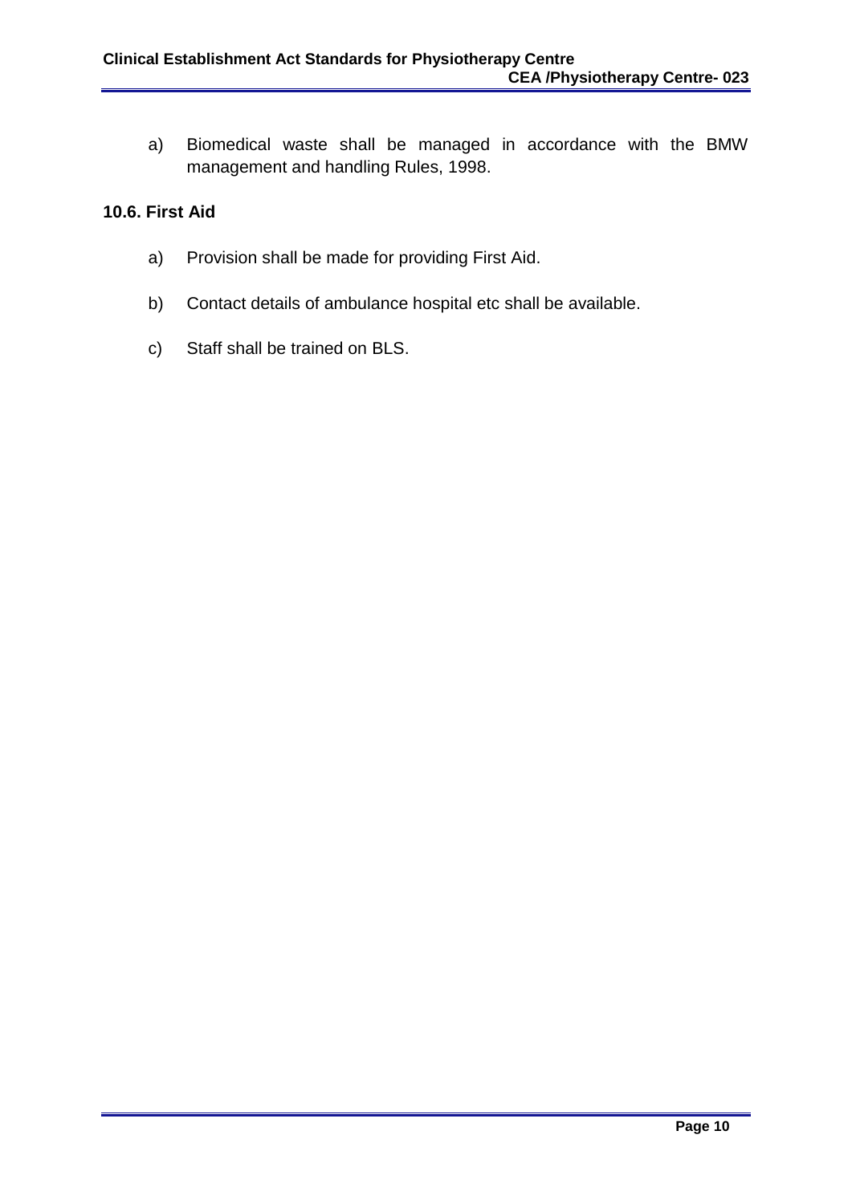a) Biomedical waste shall be managed in accordance with the BMW management and handling Rules, 1998.

### 10.6. First Aid

a) Provision shall be made for providing First Aid.

b) Contact details of ambulance hospital etc shall be available.

c) Staff shall be trained on BLS.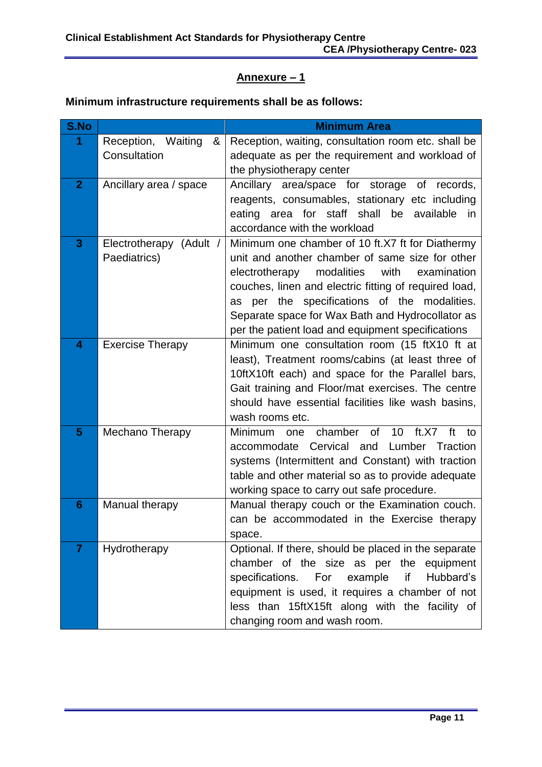## Annexure – 1

**Minimum infrastructure requirements shall be as follows:**

| S.No | | Minimum Area |
|---|---|---|
| 1 | Reception, Waiting & Consultation | Reception, waiting, consultation room etc. shall be adequate as per the requirement and workload of the physiotherapy center |
| 2 | Ancillary area / space | Ancillary area/space for storage of records, reagents, consumables, stationary etc including eating area for staff shall be available in accordance with the workload |
| 3 | Electrotherapy (Adult / Paediatrics) | Minimum one chamber of 10 ft.X7 ft for Diathermy unit and another chamber of same size for other electrotherapy modalities with examination couches, linen and electric fitting of required load, as per the specifications of the modalities. Separate space for Wax Bath and Hydrocollator as per the patient load and equipment specifications |
| 4 | Exercise Therapy | Minimum one consultation room (15 ftX10 ft at least), Treatment rooms/cabins (at least three of 10ftX10ft each) and space for the Parallel bars, Gait training and Floor/mat exercises. The centre should have essential facilities like wash basins, wash rooms etc. |
| 5 | Mechano Therapy | Minimum one chamber of 10 ft.X7 ft to accommodate Cervical and Lumber Traction systems (Intermittent and Constant) with traction table and other material so as to provide adequate working space to carry out safe procedure. |
| 6 | Manual therapy | Manual therapy couch or the Examination couch. can be accommodated in the Exercise therapy space. |
| 7 | Hydrotherapy | Optional. If there, should be placed in the separate chamber of the size as per the equipment specifications. For example if Hubbard's equipment is used, it requires a chamber of not less than 15ftX15ft along with the facility of changing room and wash room. |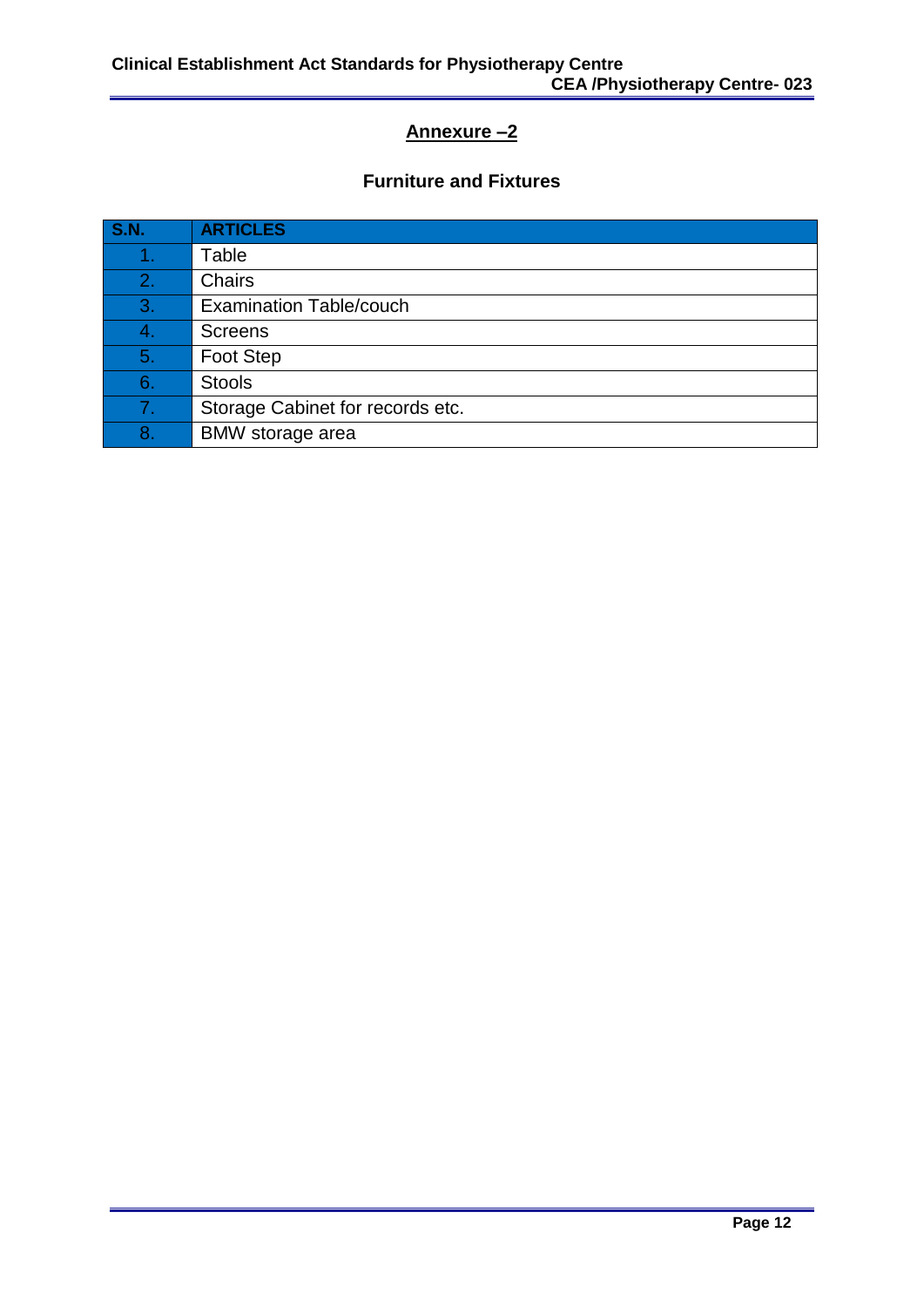## Annexure –2

### Furniture and Fixtures

| S.N. | ARTICLES |
|---|---|
| 1. | Table |
| 2. | Chairs |
| 3. | Examination Table/couch |
| 4. | Screens |
| 5. | Foot Step |
| 6. | Stools |
| 7. | Storage Cabinet for records etc. |
| 8. | BMW storage area |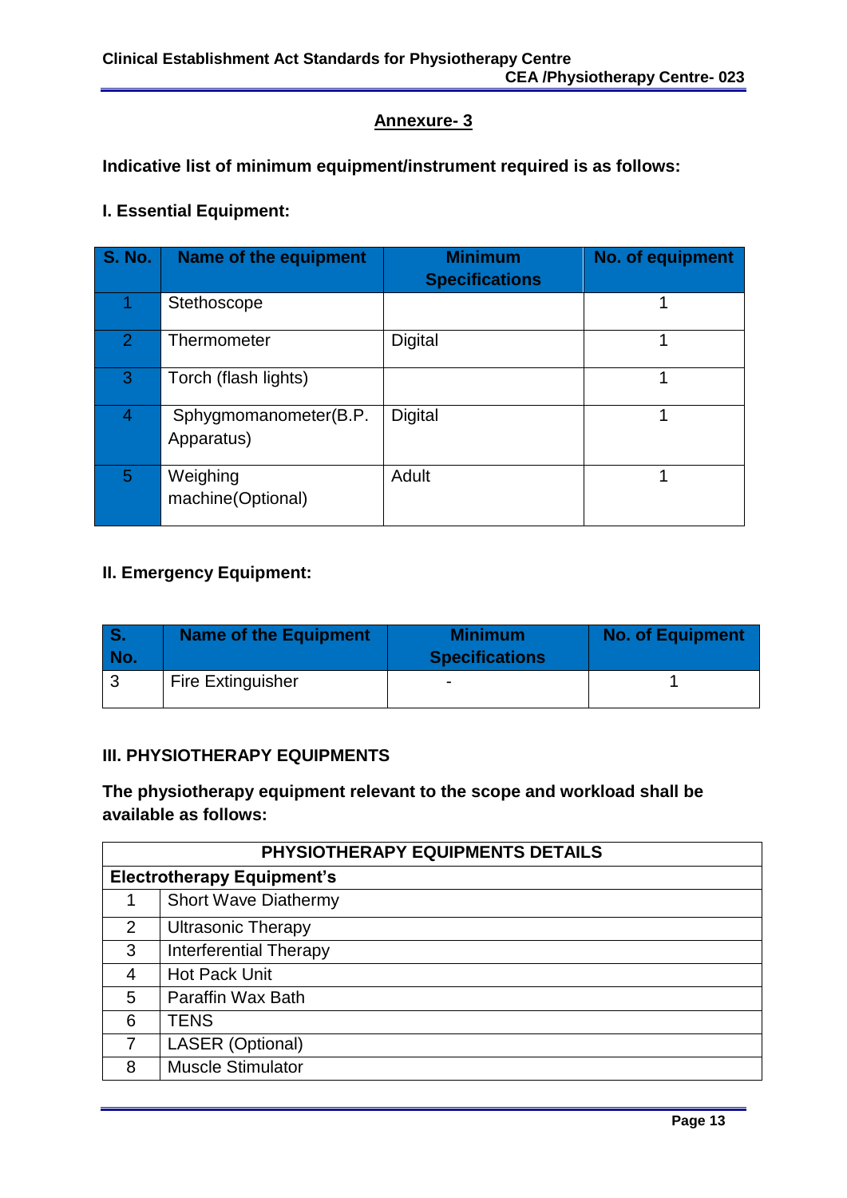## Annexure- 3

**Indicative list of minimum equipment/instrument required is as follows:**

### I. Essential Equipment:

| S. No. | Name of the equipment | Minimum Specifications | No. of equipment |
|---|---|---|---|
| 1 | Stethoscope | | 1 |
| 2 | Thermometer | Digital | 1 |
| 3 | Torch (flash lights) | | 1 |
| 4 | Sphygmomanometer(B.P. Apparatus) | Digital | 1 |
| 5 | Weighing machine(Optional) | Adult | 1 |

### II. Emergency Equipment:

| S. No. | Name of the Equipment | Minimum Specifications | No. of Equipment |
|---|---|---|---|
| 3 | Fire Extinguisher | - | 1 |

### III. PHYSIOTHERAPY EQUIPMENTS

**The physiotherapy equipment relevant to the scope and workload shall be available as follows:**

| PHYSIOTHERAPY EQUIPMENTS DETAILS | |
|---|---|
| **Electrotherapy Equipment's** | |
| 1 | Short Wave Diathermy |
| 2 | Ultrasonic Therapy |
| 3 | Interferential Therapy |
| 4 | Hot Pack Unit |
| 5 | Paraffin Wax Bath |
| 6 | TENS |
| 7 | LASER (Optional) |
| 8 | Muscle Stimulator |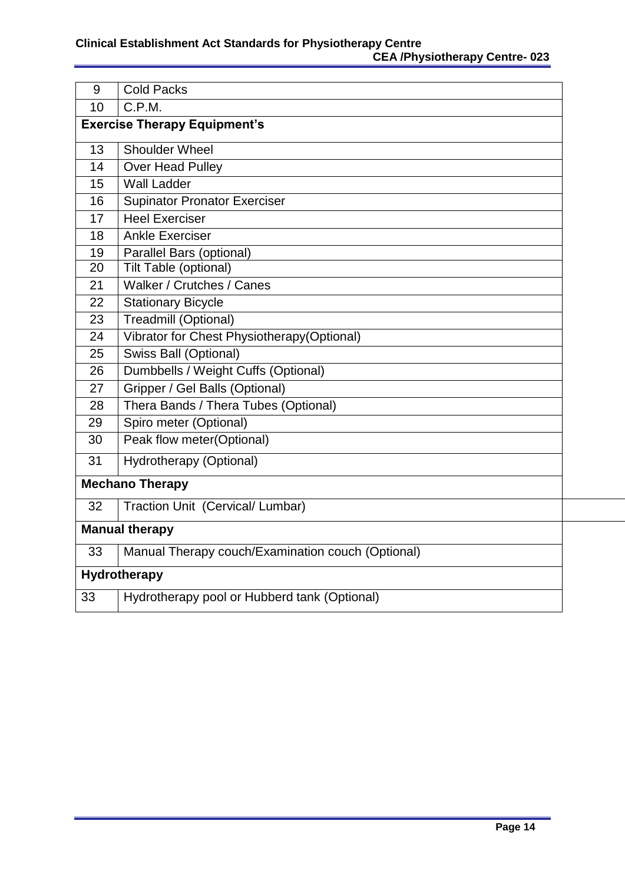| | |
|---|---|
| 9 | Cold Packs |
| 10 | C.P.M. |
| **Exercise Therapy Equipment's** | |
| 13 | Shoulder Wheel |
| 14 | Over Head Pulley |
| 15 | Wall Ladder |
| 16 | Supinator Pronator Exerciser |
| 17 | Heel Exerciser |
| 18 | Ankle Exerciser |
| 19 | Parallel Bars (optional) |
| 20 | Tilt Table (optional) |
| 21 | Walker / Crutches / Canes |
| 22 | Stationary Bicycle |
| 23 | Treadmill (Optional) |
| 24 | Vibrator for Chest Physiotherapy(Optional) |
| 25 | Swiss Ball (Optional) |
| 26 | Dumbbells / Weight Cuffs (Optional) |
| 27 | Gripper / Gel Balls (Optional) |
| 28 | Thera Bands / Thera Tubes (Optional) |
| 29 | Spiro meter (Optional) |
| 30 | Peak flow meter(Optional) |
| 31 | Hydrotherapy (Optional) |
| **Mechano Therapy** | |
| 32 | Traction Unit (Cervical/ Lumbar) |
| **Manual therapy** | |
| 33 | Manual Therapy couch/Examination couch (Optional) |
| **Hydrotherapy** | |
| 33 | Hydrotherapy pool or Hubberd tank (Optional) |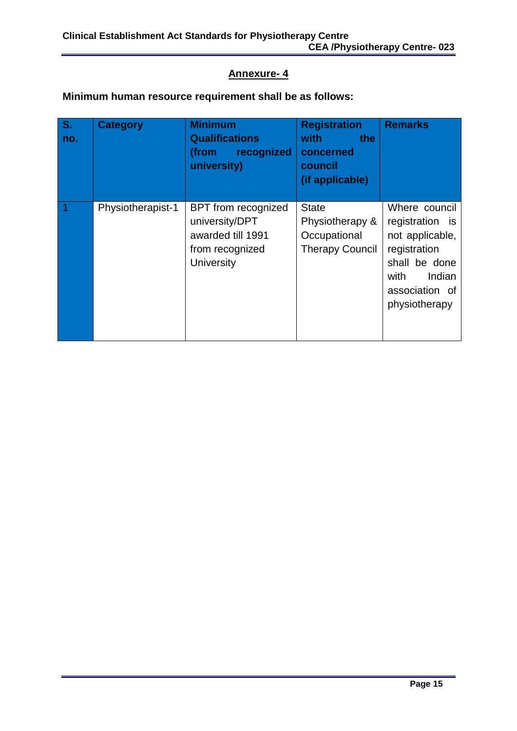## Annexure- 4

**Minimum human resource requirement shall be as follows:**

| S. no. | Category | Minimum Qualifications (from recognized university) | Registration with the concerned council (if applicable) | Remarks |
|---|---|---|---|---|
| 1 | Physiotherapist-1 | BPT from recognized university/DPT awarded till 1991 from recognized University | State Physiotherapy & Occupational Therapy Council | Where council registration is not applicable, registration shall be done with Indian association of physiotherapy |